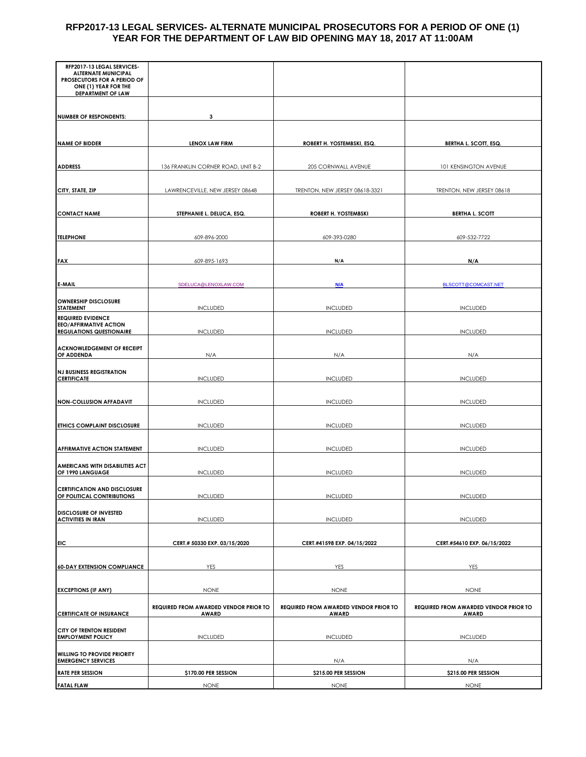# RFP2017-13 LEGAL SERVICES- ALTERNATE MUNICIPAL PROSECUTORS FOR A PERIOD OF ONE (1) YEAR FOR THE DEPARTMENT OF LAW BID OPENING MAY 18, 2017 AT 11:00AM

| RFP2017-13 LEGAL SERVICES- ALTERNATE MUNICIPAL PROSECUTORS FOR A PERIOD OF ONE (1) YEAR FOR THE DEPARTMENT OF LAW | | | |
|---|---|---|---|
| **NUMBER OF RESPONDENTS:** | **3** | | |
| **NAME OF BIDDER** | **LENOX LAW FIRM** | **ROBERT H. YOSTEMBSKI, ESQ.** | **BERTHA L. SCOTT, ESQ.** |
| **ADDRESS** | 136 FRANKLIN CORNER ROAD, UNIT B-2 | 205 CORNWALL AVENUE | 101 KENSINGTON AVENUE |
| **CITY, STATE, ZIP** | LAWRENCEVILLE, NEW JERSEY 08648 | TRENTON, NEW JERSEY 08618-3321 | TRENTON, NEW JERSEY 08618 |
| **CONTACT NAME** | **STEPHANIE L. DELUCA, ESQ.** | **ROBERT H. YOSTEMBSKI** | **BERTHA L. SCOTT** |
| **TELEPHONE** | 609-896-2000 | 609-393-0280 | 609-532-7722 |
| **FAX** | 609-895-1693 | N/A | N/A |
| **E-MAIL** | SDELUCA@LENOXLAW.COM | N/A | BLSCOTT@COMCAST.NET |
| **OWNERSHIP DISCLOSURE STATEMENT** | INCLUDED | INCLUDED | INCLUDED |
| **REQUIRED EVIDENCE EEO/AFFIRMATIVE ACTION REGULATIONS QUESTIONAIRE** | INCLUDED | INCLUDED | INCLUDED |
| **ACKNOWLEDGEMENT OF RECEIPT OF ADDENDA** | N/A | N/A | N/A |
| **NJ BUSINESS REGISTRATION CERTIFICATE** | INCLUDED | INCLUDED | INCLUDED |
| **NON-COLLUSION AFFADAVIT** | INCLUDED | INCLUDED | INCLUDED |
| **ETHICS COMPLAINT DISCLOSURE** | INCLUDED | INCLUDED | INCLUDED |
| **AFFIRMATIVE ACTION STATEMENT** | INCLUDED | INCLUDED | INCLUDED |
| **AMERICANS WITH DISABILITIES ACT OF 1990 LANGUAGE** | INCLUDED | INCLUDED | INCLUDED |
| **CERTIFICATION AND DISCLOSURE OF POLITICAL CONTRIBUTIONS** | INCLUDED | INCLUDED | INCLUDED |
| **DISCLOSURE OF INVESTED ACTIVITIES IN IRAN** | INCLUDED | INCLUDED | INCLUDED |
| **EIC** | **CERT.# 50330 EXP. 03/15/2020** | **CERT.#41598 EXP. 04/15/2022** | **CERT.#54610 EXP. 06/15/2022** |
| **60-DAY EXTENSION COMPLIANCE** | YES | YES | YES |
| **EXCEPTIONS (IF ANY)** | NONE | NONE | NONE |
| **CERTIFICATE OF INSURANCE** | **REQUIRED FROM AWARDED VENDOR PRIOR TO AWARD** | **REQUIRED FROM AWARDED VENDOR PRIOR TO AWARD** | **REQUIRED FROM AWARDED VENDOR PRIOR TO AWARD** |
| **CITY OF TRENTON RESIDENT EMPLOYMENT POLICY** | INCLUDED | INCLUDED | INCLUDED |
| **WILLING TO PROVIDE PRIORITY EMERGENCY SERVICES** | | N/A | N/A |
| **RATE PER SESSION** | **$170.00 PER SESSION** | **$215.00 PER SESSION** | **$215.00 PER SESSION** |
| **FATAL FLAW** | NONE | NONE | NONE |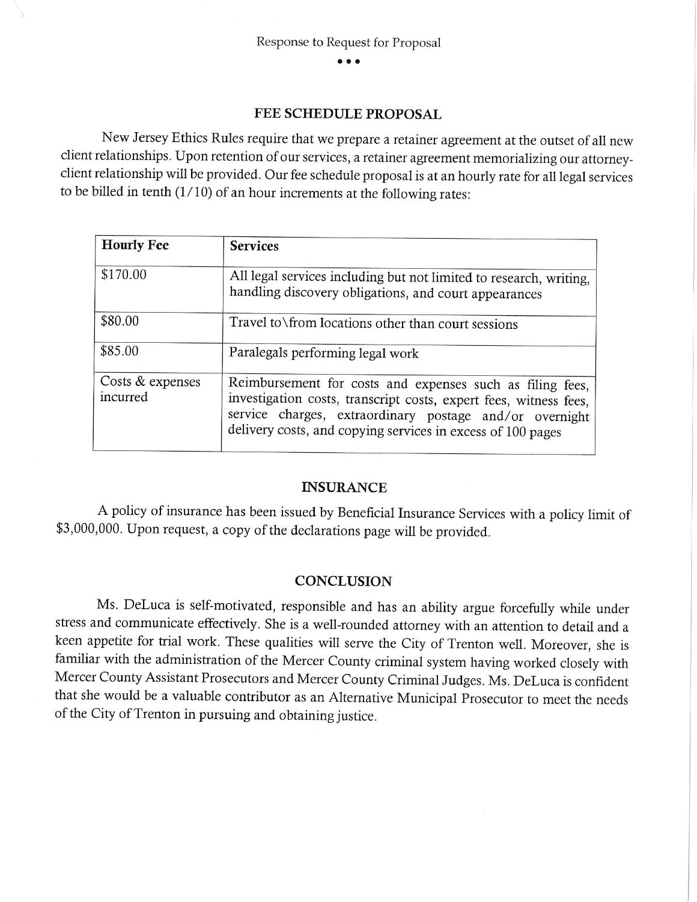## FEE SCHEDULE PROPOSAL

New Jersey Ethics Rules require that we prepare a retainer agreement at the outset of all new client relationships. Upon retention of our services, a retainer agreement memorializing our attorney-client relationship will be provided. Our fee schedule proposal is at an hourly rate for all legal services to be billed in tenth (1/10) of an hour increments at the following rates:

| Hourly Fee | Services |
|---|---|
| $170.00 | All legal services including but not limited to research, writing, handling discovery obligations, and court appearances |
| $80.00 | Travel to\from locations other than court sessions |
| $85.00 | Paralegals performing legal work |
| Costs & expenses incurred | Reimbursement for costs and expenses such as filing fees, investigation costs, transcript costs, expert fees, witness fees, service charges, extraordinary postage and/or overnight delivery costs, and copying services in excess of 100 pages |

## INSURANCE

A policy of insurance has been issued by Beneficial Insurance Services with a policy limit of $3,000,000. Upon request, a copy of the declarations page will be provided.

## CONCLUSION

Ms. DeLuca is self-motivated, responsible and has an ability argue forcefully while under stress and communicate effectively. She is a well-rounded attorney with an attention to detail and a keen appetite for trial work. These qualities will serve the City of Trenton well. Moreover, she is familiar with the administration of the Mercer County criminal system having worked closely with Mercer County Assistant Prosecutors and Mercer County Criminal Judges. Ms. DeLuca is confident that she would be a valuable contributor as an Alternative Municipal Prosecutor to meet the needs of the City of Trenton in pursuing and obtaining justice.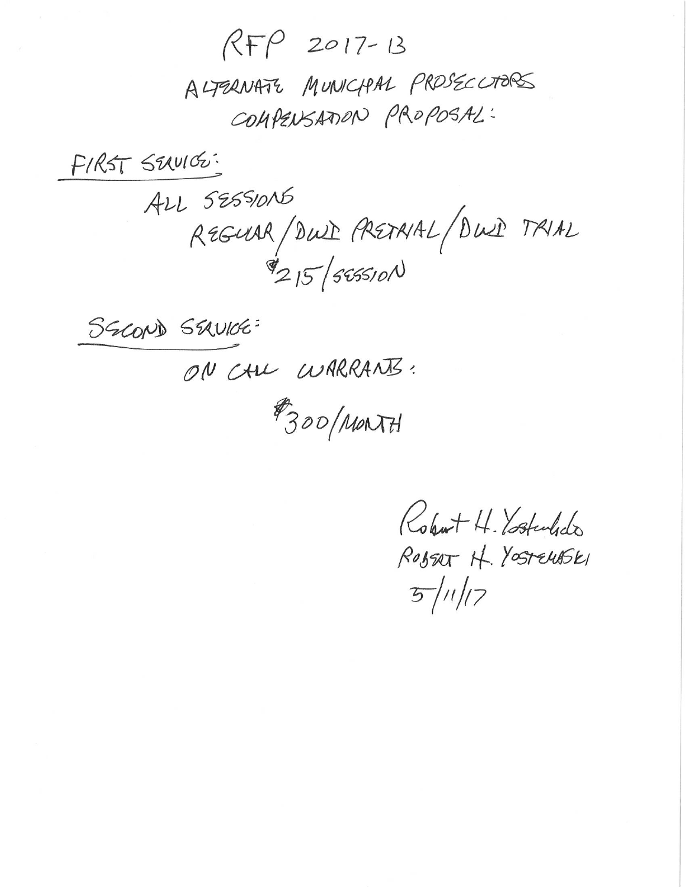# RFP 2017-13

## ALTERNATE MUNICIPAL PROSECUTORS COMPENSATION PROPOSAL:

FIRST SERVICE:

ALL SESSIONS
REGULAR / DWI PRETRIAL / DWI TRIAL
$215/SESSION

SECOND SERVICE:

ON CALL WARRANTS:
$300/MONTH

Robert H. Yostembski
ROBERT H. YOSTEMBSKI
5/11/17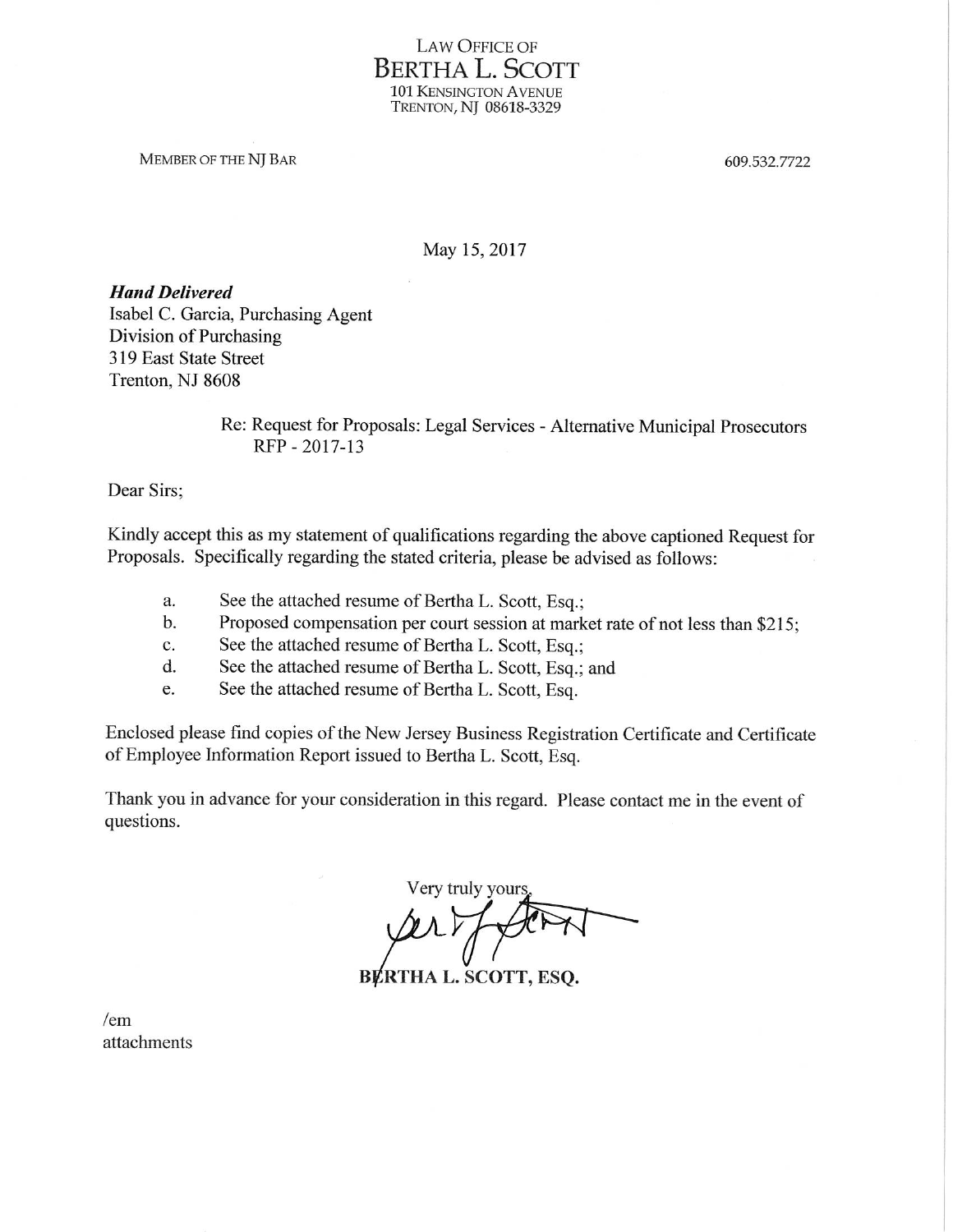LAW OFFICE OF
BERTHA L. SCOTT
101 KENSINGTON AVENUE
TRENTON, NJ 08618-3329

MEMBER OF THE NJ BAR

609.532.7722

May 15, 2017

***Hand Delivered***
Isabel C. Garcia, Purchasing Agent
Division of Purchasing
319 East State Street
Trenton, NJ 8608

Re: Request for Proposals: Legal Services - Alternative Municipal Prosecutors
RFP - 2017-13

Dear Sirs;

Kindly accept this as my statement of qualifications regarding the above captioned Request for Proposals. Specifically regarding the stated criteria, please be advised as follows:

a. See the attached resume of Bertha L. Scott, Esq.;
b. Proposed compensation per court session at market rate of not less than $215;
c. See the attached resume of Bertha L. Scott, Esq.;
d. See the attached resume of Bertha L. Scott, Esq.; and
e. See the attached resume of Bertha L. Scott, Esq.

Enclosed please find copies of the New Jersey Business Registration Certificate and Certificate of Employee Information Report issued to Bertha L. Scott, Esq.

Thank you in advance for your consideration in this regard. Please contact me in the event of questions.

Very truly yours,

**BERTHA L. SCOTT, ESQ.**

/em
attachments